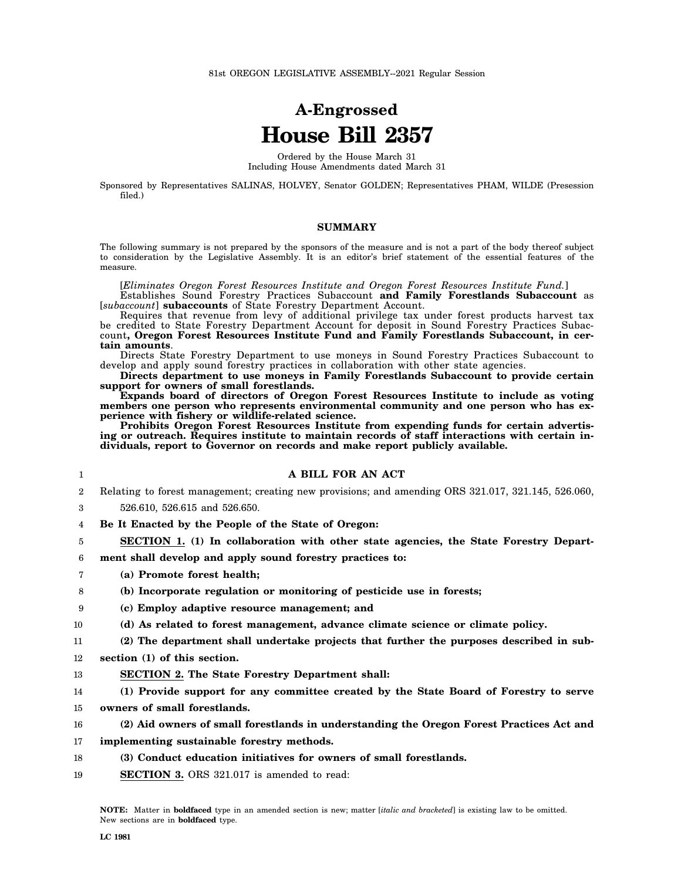81st OREGON LEGISLATIVE ASSEMBLY--2021 Regular Session

# A-Engrossed
# House Bill 2357

Ordered by the House March 31
Including House Amendments dated March 31

Sponsored by Representatives SALINAS, HOLVEY, Senator GOLDEN; Representatives PHAM, WILDE (Presession filed.)

## SUMMARY

The following summary is not prepared by the sponsors of the measure and is not a part of the body thereof subject to consideration by the Legislative Assembly. It is an editor's brief statement of the essential features of the measure.

[*Eliminates Oregon Forest Resources Institute and Oregon Forest Resources Institute Fund.*]

Establishes Sound Forestry Practices Subaccount **and Family Forestlands Subaccount** as [*subaccount*] **subaccounts** of State Forestry Department Account.

Requires that revenue from levy of additional privilege tax under forest products harvest tax be credited to State Forestry Department Account for deposit in Sound Forestry Practices Subaccount**, Oregon Forest Resources Institute Fund and Family Forestlands Subaccount, in certain amounts**.

Directs State Forestry Department to use moneys in Sound Forestry Practices Subaccount to develop and apply sound forestry practices in collaboration with other state agencies.

**Directs department to use moneys in Family Forestlands Subaccount to provide certain support for owners of small forestlands.**

**Expands board of directors of Oregon Forest Resources Institute to include as voting members one person who represents environmental community and one person who has experience with fishery or wildlife-related science.**

**Prohibits Oregon Forest Resources Institute from expending funds for certain advertising or outreach. Requires institute to maintain records of staff interactions with certain individuals, report to Governor on records and make report publicly available.**

1 **A BILL FOR AN ACT**

2 Relating to forest management; creating new provisions; and amending ORS 321.017, 321.145, 526.060,
3 526.610, 526.615 and 526.650.

4 **Be It Enacted by the People of the State of Oregon:**

5 **SECTION 1. (1) In collaboration with other state agencies, the State Forestry Depart-**
6 **ment shall develop and apply sound forestry practices to:**

7 **(a) Promote forest health;**

8 **(b) Incorporate regulation or monitoring of pesticide use in forests;**

9 **(c) Employ adaptive resource management; and**

10 **(d) As related to forest management, advance climate science or climate policy.**

11 **(2) The department shall undertake projects that further the purposes described in sub-**
12 **section (1) of this section.**

13 **SECTION 2. The State Forestry Department shall:**

14 **(1) Provide support for any committee created by the State Board of Forestry to serve**
15 **owners of small forestlands.**

16 **(2) Aid owners of small forestlands in understanding the Oregon Forest Practices Act and**
17 **implementing sustainable forestry methods.**

18 **(3) Conduct education initiatives for owners of small forestlands.**

19 **SECTION 3.** ORS 321.017 is amended to read:

NOTE: Matter in **boldfaced** type in an amended section is new; matter [*italic and bracketed*] is existing law to be omitted. New sections are in **boldfaced** type.

LC 1981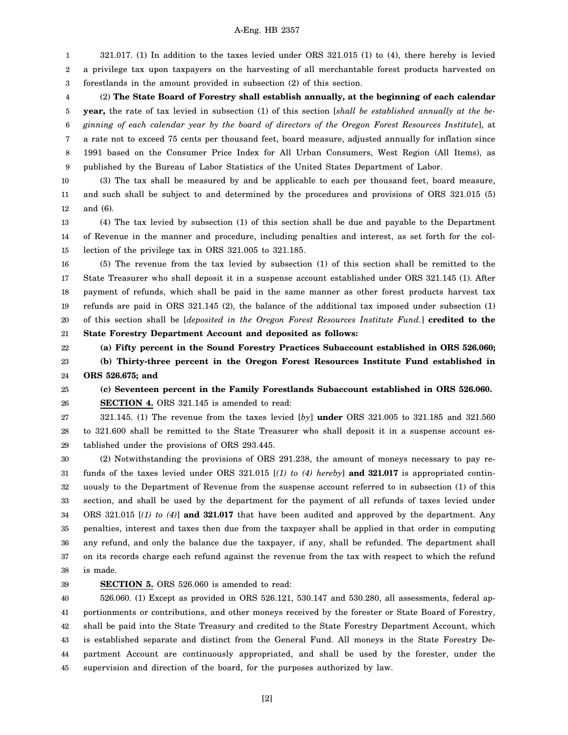321.017. (1) In addition to the taxes levied under ORS 321.015 (1) to (4), there hereby is levied a privilege tax upon taxpayers on the harvesting of all merchantable forest products harvested on forestlands in the amount provided in subsection (2) of this section.

(2) **The State Board of Forestry shall establish annually, at the beginning of each calendar year,** the rate of tax levied in subsection (1) of this section [*shall be established annually at the beginning of each calendar year by the board of directors of the Oregon Forest Resources Institute*], at a rate not to exceed 75 cents per thousand feet, board measure, adjusted annually for inflation since 1991 based on the Consumer Price Index for All Urban Consumers, West Region (All Items), as published by the Bureau of Labor Statistics of the United States Department of Labor.

(3) The tax shall be measured by and be applicable to each per thousand feet, board measure, and such shall be subject to and determined by the procedures and provisions of ORS 321.015 (5) and (6).

(4) The tax levied by subsection (1) of this section shall be due and payable to the Department of Revenue in the manner and procedure, including penalties and interest, as set forth for the collection of the privilege tax in ORS 321.005 to 321.185.

(5) The revenue from the tax levied by subsection (1) of this section shall be remitted to the State Treasurer who shall deposit it in a suspense account established under ORS 321.145 (1). After payment of refunds, which shall be paid in the same manner as other forest products harvest tax refunds are paid in ORS 321.145 (2), the balance of the additional tax imposed under subsection (1) of this section shall be [*deposited in the Oregon Forest Resources Institute Fund.*] **credited to the State Forestry Department Account and deposited as follows:**

**(a) Fifty percent in the Sound Forestry Practices Subaccount established in ORS 526.060;**

**(b) Thirty-three percent in the Oregon Forest Resources Institute Fund established in ORS 526.675; and**

**(c) Seventeen percent in the Family Forestlands Subaccount established in ORS 526.060.**

**SECTION 4.** ORS 321.145 is amended to read:

321.145. (1) The revenue from the taxes levied [*by*] **under** ORS 321.005 to 321.185 and 321.560 to 321.600 shall be remitted to the State Treasurer who shall deposit it in a suspense account established under the provisions of ORS 293.445.

(2) Notwithstanding the provisions of ORS 291.238, the amount of moneys necessary to pay refunds of the taxes levied under ORS 321.015 [*(1) to (4) hereby*] **and 321.017** is appropriated continuously to the Department of Revenue from the suspense account referred to in subsection (1) of this section, and shall be used by the department for the payment of all refunds of taxes levied under ORS 321.015 [*(1) to (4)*] **and 321.017** that have been audited and approved by the department. Any penalties, interest and taxes then due from the taxpayer shall be applied in that order in computing any refund, and only the balance due the taxpayer, if any, shall be refunded. The department shall on its records charge each refund against the revenue from the tax with respect to which the refund is made.

**SECTION 5.** ORS 526.060 is amended to read:

526.060. (1) Except as provided in ORS 526.121, 530.147 and 530.280, all assessments, federal apportionments or contributions, and other moneys received by the forester or State Board of Forestry, shall be paid into the State Treasury and credited to the State Forestry Department Account, which is established separate and distinct from the General Fund. All moneys in the State Forestry Department Account are continuously appropriated, and shall be used by the forester, under the supervision and direction of the board, for the purposes authorized by law.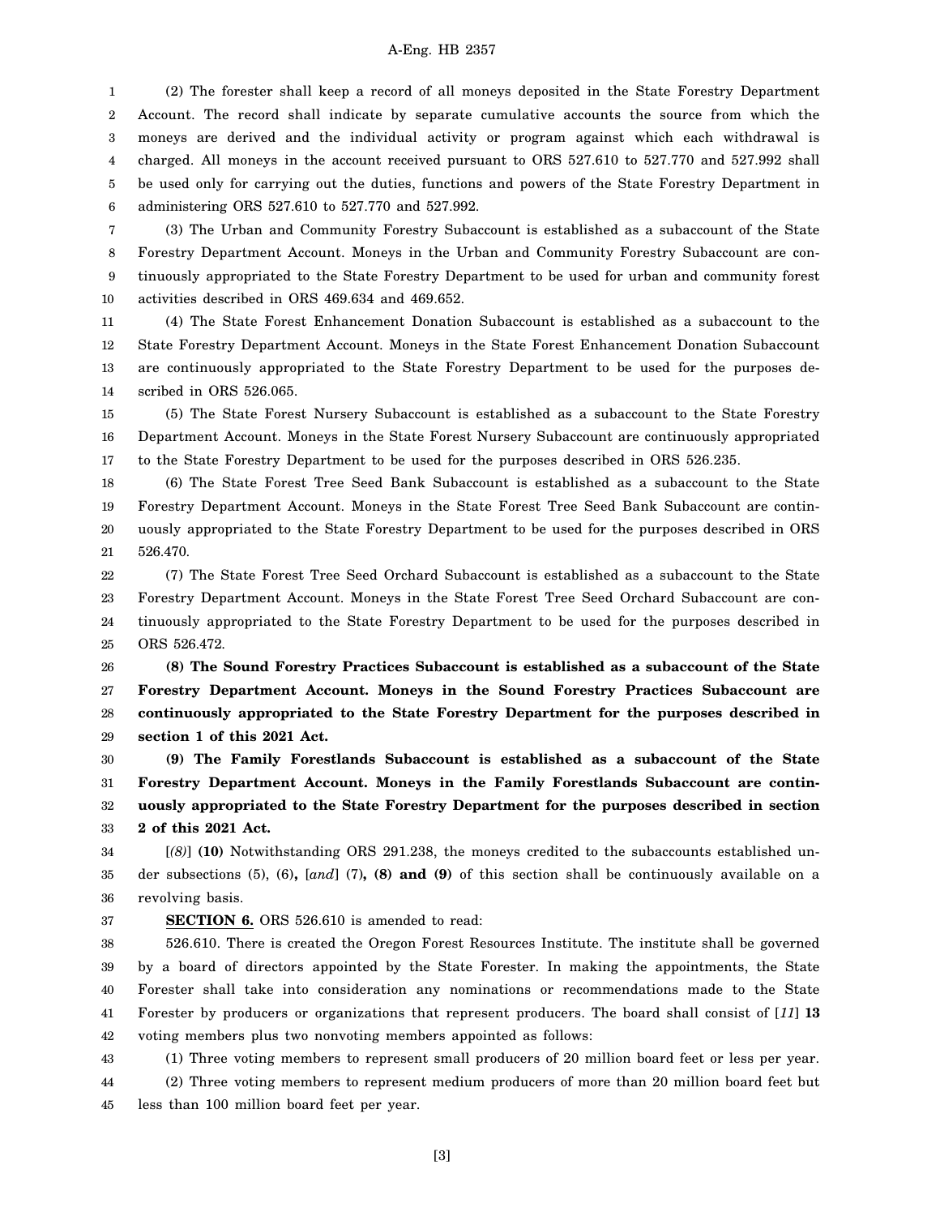(2) The forester shall keep a record of all moneys deposited in the State Forestry Department Account. The record shall indicate by separate cumulative accounts the source from which the moneys are derived and the individual activity or program against which each withdrawal is charged. All moneys in the account received pursuant to ORS 527.610 to 527.770 and 527.992 shall be used only for carrying out the duties, functions and powers of the State Forestry Department in administering ORS 527.610 to 527.770 and 527.992.

(3) The Urban and Community Forestry Subaccount is established as a subaccount of the State Forestry Department Account. Moneys in the Urban and Community Forestry Subaccount are continuously appropriated to the State Forestry Department to be used for urban and community forest activities described in ORS 469.634 and 469.652.

(4) The State Forest Enhancement Donation Subaccount is established as a subaccount to the State Forestry Department Account. Moneys in the State Forest Enhancement Donation Subaccount are continuously appropriated to the State Forestry Department to be used for the purposes described in ORS 526.065.

(5) The State Forest Nursery Subaccount is established as a subaccount to the State Forestry Department Account. Moneys in the State Forest Nursery Subaccount are continuously appropriated to the State Forestry Department to be used for the purposes described in ORS 526.235.

(6) The State Forest Tree Seed Bank Subaccount is established as a subaccount to the State Forestry Department Account. Moneys in the State Forest Tree Seed Bank Subaccount are continuously appropriated to the State Forestry Department to be used for the purposes described in ORS 526.470.

(7) The State Forest Tree Seed Orchard Subaccount is established as a subaccount to the State Forestry Department Account. Moneys in the State Forest Tree Seed Orchard Subaccount are continuously appropriated to the State Forestry Department to be used for the purposes described in ORS 526.472.

**(8) The Sound Forestry Practices Subaccount is established as a subaccount of the State Forestry Department Account. Moneys in the Sound Forestry Practices Subaccount are continuously appropriated to the State Forestry Department for the purposes described in section 1 of this 2021 Act.**

**(9) The Family Forestlands Subaccount is established as a subaccount of the State Forestry Department Account. Moneys in the Family Forestlands Subaccount are continuously appropriated to the State Forestry Department for the purposes described in section 2 of this 2021 Act.**

[*(8)*] **(10)** Notwithstanding ORS 291.238, the moneys credited to the subaccounts established under subsections (5), (6)**,** [*and*] (7)**, (8) and (9)** of this section shall be continuously available on a revolving basis.

**SECTION 6.** ORS 526.610 is amended to read:

526.610. There is created the Oregon Forest Resources Institute. The institute shall be governed by a board of directors appointed by the State Forester. In making the appointments, the State Forester shall take into consideration any nominations or recommendations made to the State Forester by producers or organizations that represent producers. The board shall consist of [*11*] **13** voting members plus two nonvoting members appointed as follows:

(1) Three voting members to represent small producers of 20 million board feet or less per year.

(2) Three voting members to represent medium producers of more than 20 million board feet but less than 100 million board feet per year.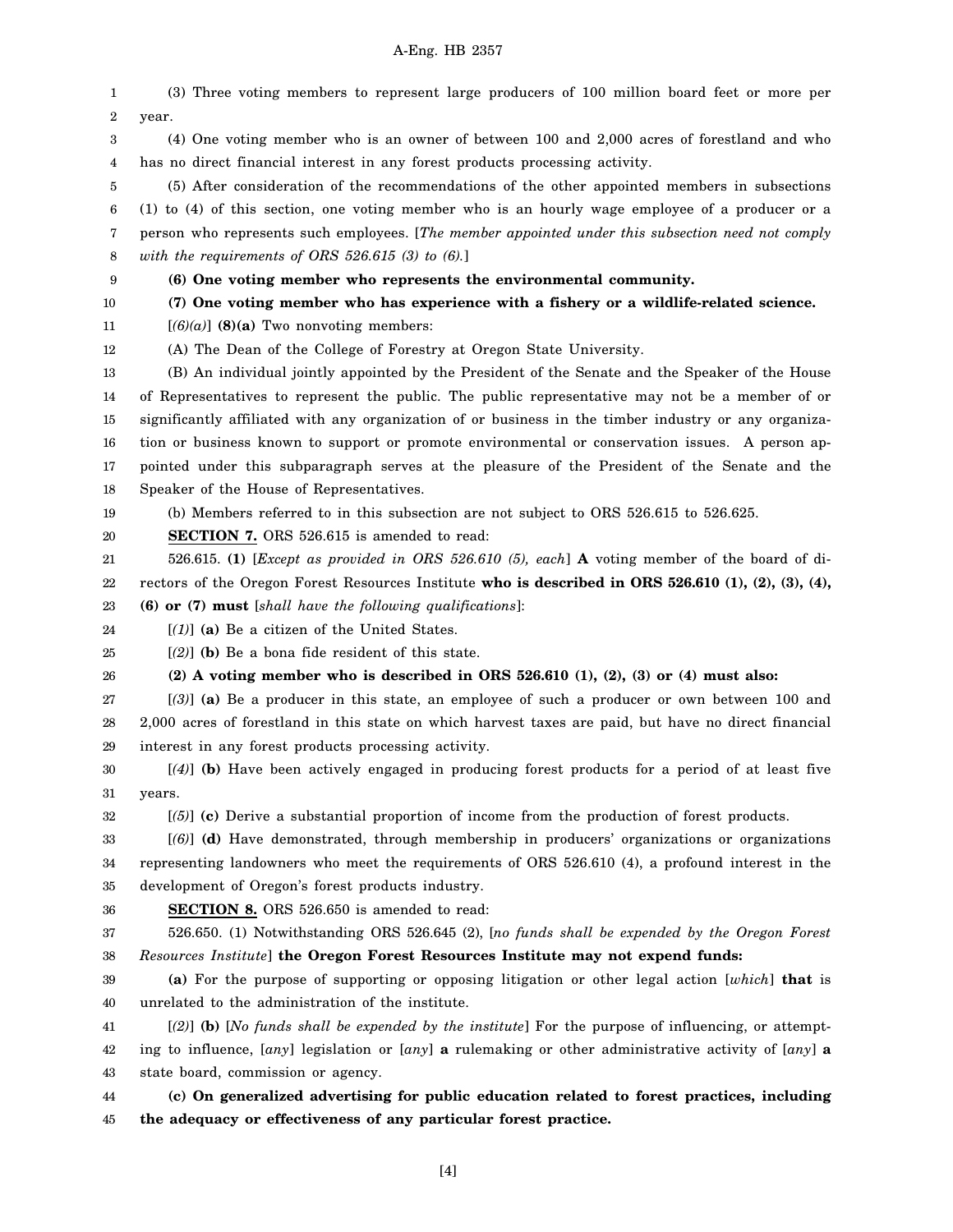(3) Three voting members to represent large producers of 100 million board feet or more per year.

(4) One voting member who is an owner of between 100 and 2,000 acres of forestland and who has no direct financial interest in any forest products processing activity.

(5) After consideration of the recommendations of the other appointed members in subsections (1) to (4) of this section, one voting member who is an hourly wage employee of a producer or a person who represents such employees. [*The member appointed under this subsection need not comply with the requirements of ORS 526.615 (3) to (6).*]

**(6) One voting member who represents the environmental community.**

**(7) One voting member who has experience with a fishery or a wildlife-related science.**

[*(6)(a)*] **(8)(a)** Two nonvoting members:

(A) The Dean of the College of Forestry at Oregon State University.

(B) An individual jointly appointed by the President of the Senate and the Speaker of the House of Representatives to represent the public. The public representative may not be a member of or significantly affiliated with any organization of or business in the timber industry or any organization or business known to support or promote environmental or conservation issues. A person appointed under this subparagraph serves at the pleasure of the President of the Senate and the Speaker of the House of Representatives.

(b) Members referred to in this subsection are not subject to ORS 526.615 to 526.625.

**SECTION 7.** ORS 526.615 is amended to read:

526.615. **(1)** [*Except as provided in ORS 526.610 (5), each*] **A** voting member of the board of directors of the Oregon Forest Resources Institute **who is described in ORS 526.610 (1), (2), (3), (4), (6) or (7) must** [*shall have the following qualifications*]:

[*(1)*] **(a)** Be a citizen of the United States.

[*(2)*] **(b)** Be a bona fide resident of this state.

**(2) A voting member who is described in ORS 526.610 (1), (2), (3) or (4) must also:**

[*(3)*] **(a)** Be a producer in this state, an employee of such a producer or own between 100 and 2,000 acres of forestland in this state on which harvest taxes are paid, but have no direct financial interest in any forest products processing activity.

[*(4)*] **(b)** Have been actively engaged in producing forest products for a period of at least five years.

[*(5)*] **(c)** Derive a substantial proportion of income from the production of forest products.

[*(6)*] **(d)** Have demonstrated, through membership in producers' organizations or organizations representing landowners who meet the requirements of ORS 526.610 (4), a profound interest in the development of Oregon's forest products industry.

**SECTION 8.** ORS 526.650 is amended to read:

526.650. (1) Notwithstanding ORS 526.645 (2), [*no funds shall be expended by the Oregon Forest Resources Institute*] **the Oregon Forest Resources Institute may not expend funds:**

**(a)** For the purpose of supporting or opposing litigation or other legal action [*which*] **that** is unrelated to the administration of the institute.

[*(2)*] **(b)** [*No funds shall be expended by the institute*] For the purpose of influencing, or attempting to influence, [*any*] legislation or [*any*] **a** rulemaking or other administrative activity of [*any*] **a** state board, commission or agency.

**(c) On generalized advertising for public education related to forest practices, including the adequacy or effectiveness of any particular forest practice.**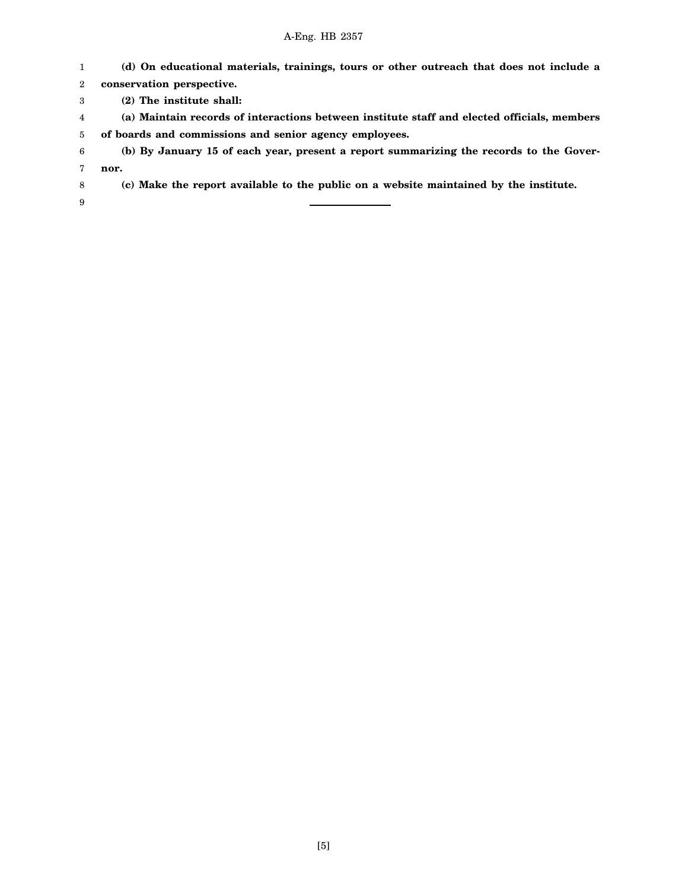**(d) On educational materials, trainings, tours or other outreach that does not include a conservation perspective.**

**(2) The institute shall:**

**(a) Maintain records of interactions between institute staff and elected officials, members of boards and commissions and senior agency employees.**

**(b) By January 15 of each year, present a report summarizing the records to the Governor.**

**(c) Make the report available to the public on a website maintained by the institute.**